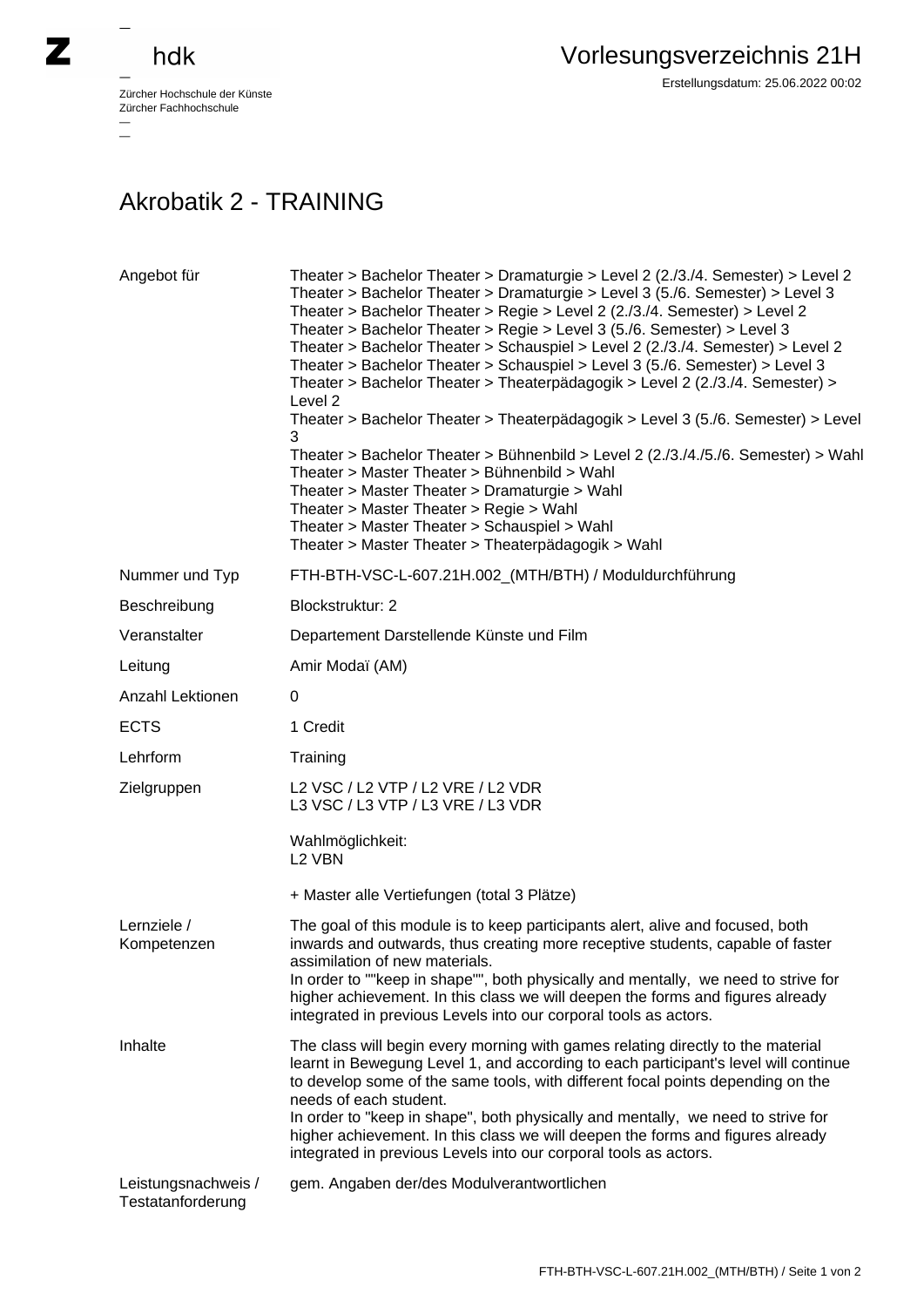# Akrobatik 2 - TRAINING

| | |
|---|---|
| Angebot für | Theater > Bachelor Theater > Dramaturgie > Level 2 (2./3./4. Semester) > Level 2<br>Theater > Bachelor Theater > Dramaturgie > Level 3 (5./6. Semester) > Level 3<br>Theater > Bachelor Theater > Regie > Level 2 (2./3./4. Semester) > Level 2<br>Theater > Bachelor Theater > Regie > Level 3 (5./6. Semester) > Level 3<br>Theater > Bachelor Theater > Schauspiel > Level 2 (2./3./4. Semester) > Level 2<br>Theater > Bachelor Theater > Schauspiel > Level 3 (5./6. Semester) > Level 3<br>Theater > Bachelor Theater > Theaterpädagogik > Level 2 (2./3./4. Semester) > Level 2<br>Theater > Bachelor Theater > Theaterpädagogik > Level 3 (5./6. Semester) > Level 3<br>Theater > Bachelor Theater > Bühnenbild > Level 2 (2./3./4./5./6. Semester) > Wahl<br>Theater > Master Theater > Bühnenbild > Wahl<br>Theater > Master Theater > Dramaturgie > Wahl<br>Theater > Master Theater > Regie > Wahl<br>Theater > Master Theater > Schauspiel > Wahl<br>Theater > Master Theater > Theaterpädagogik > Wahl |
| Nummer und Typ | FTH-BTH-VSC-L-607.21H.002_(MTH/BTH) / Moduldurchführung |
| Beschreibung | Blockstruktur: 2 |
| Veranstalter | Departement Darstellende Künste und Film |
| Leitung | Amir Modaï (AM) |
| Anzahl Lektionen | 0 |
| ECTS | 1 Credit |
| Lehrform | Training |
| Zielgruppen | L2 VSC / L2 VTP / L2 VRE / L2 VDR<br>L3 VSC / L3 VTP / L3 VRE / L3 VDR<br><br>Wahlmöglichkeit:<br>L2 VBN<br><br>+ Master alle Vertiefungen (total 3 Plätze) |
| Lernziele / Kompetenzen | The goal of this module is to keep participants alert, alive and focused, both inwards and outwards, thus creating more receptive students, capable of faster assimilation of new materials.<br>In order to ""keep in shape"", both physically and mentally, we need to strive for higher achievement. In this class we will deepen the forms and figures already integrated in previous Levels into our corporal tools as actors. |
| Inhalte | The class will begin every morning with games relating directly to the material learnt in Bewegung Level 1, and according to each participant's level will continue to develop some of the same tools, with different focal points depending on the needs of each student.<br>In order to "keep in shape", both physically and mentally, we need to strive for higher achievement. In this class we will deepen the forms and figures already integrated in previous Levels into our corporal tools as actors. |
| Leistungsnachweis / Testatanforderung | gem. Angaben der/des Modulverantwortlichen |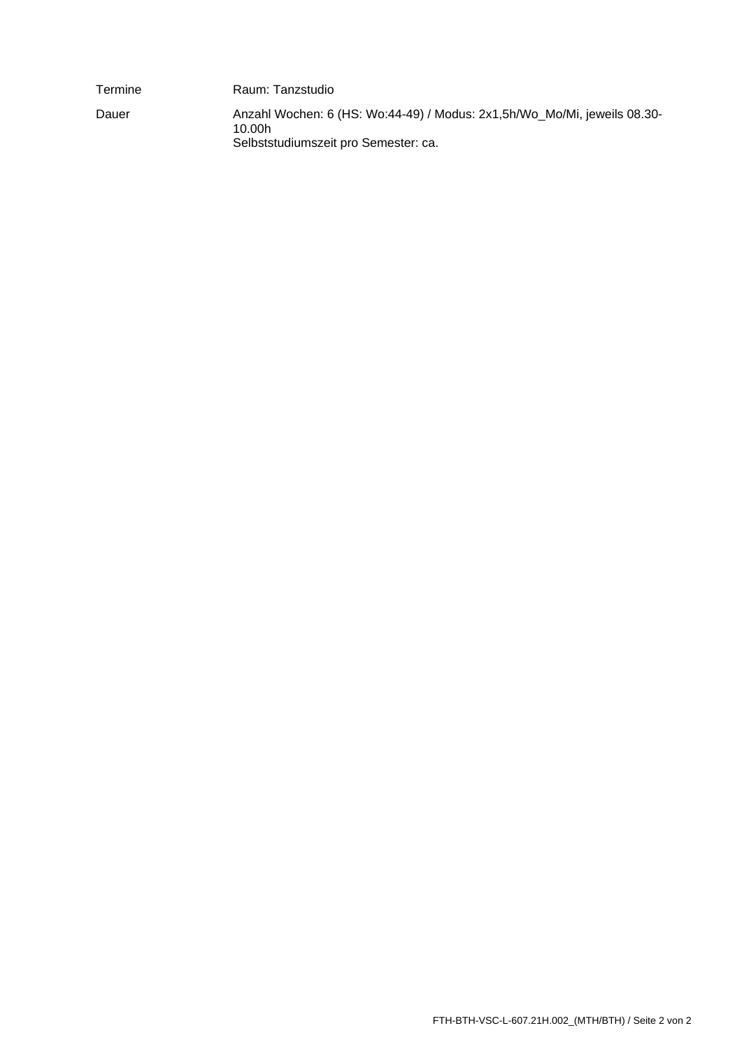| | |
|---|---|
| Termine | Raum: Tanzstudio |
| Dauer | Anzahl Wochen: 6 (HS: Wo:44-49) / Modus: 2x1,5h/Wo_Mo/Mi, jeweils 08.30-10.00h<br>Selbststudiumszeit pro Semester: ca. |